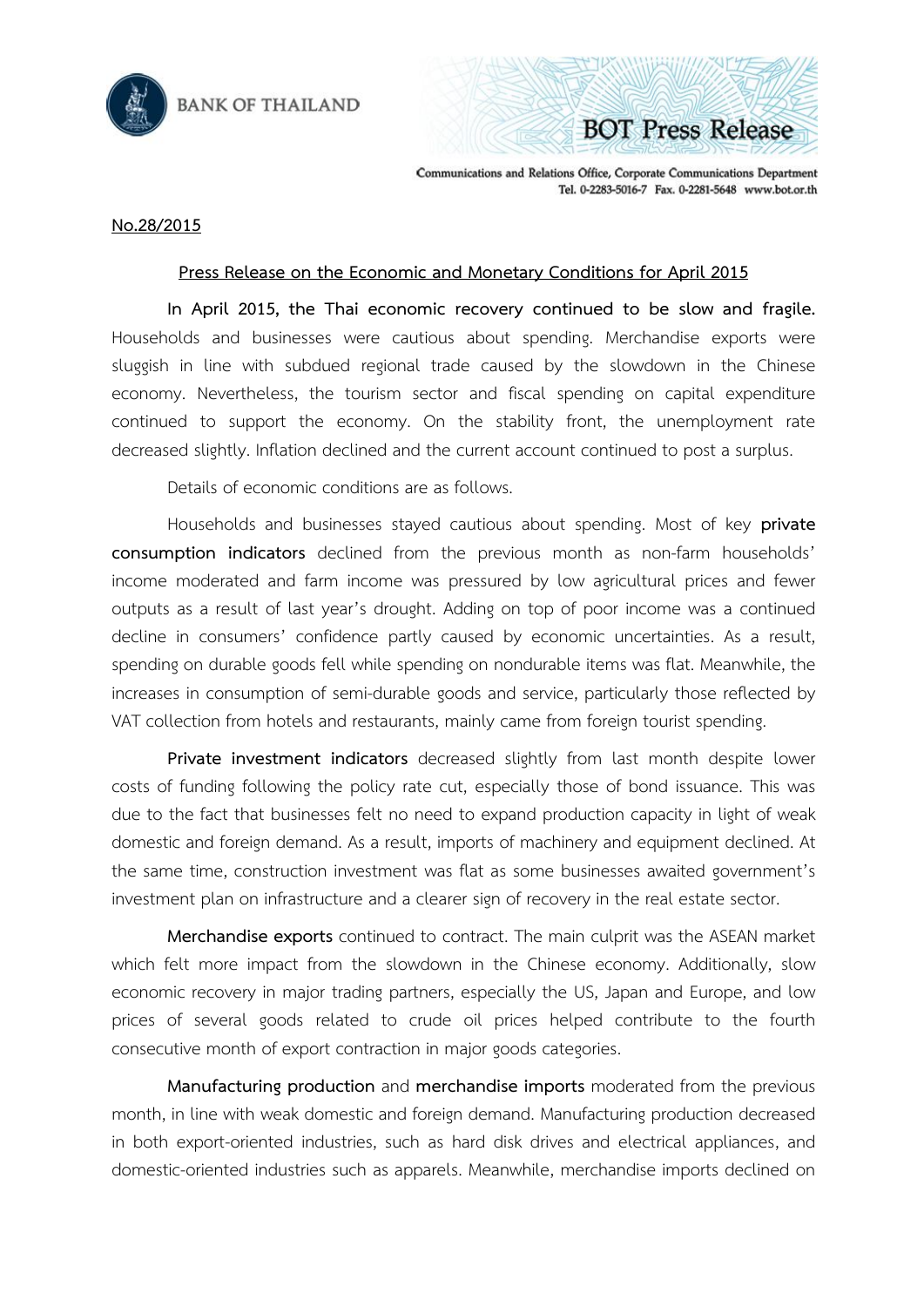BANK OF THAILAND

BOT Press Release

Communications and Relations Office, Corporate Communications Department
Tel. 0-2283-5016-7 Fax. 0-2281-5648 www.bot.or.th

No.28/2015

## Press Release on the Economic and Monetary Conditions for April 2015

**In April 2015, the Thai economic recovery continued to be slow and fragile.** Households and businesses were cautious about spending. Merchandise exports were sluggish in line with subdued regional trade caused by the slowdown in the Chinese economy. Nevertheless, the tourism sector and fiscal spending on capital expenditure continued to support the economy. On the stability front, the unemployment rate decreased slightly. Inflation declined and the current account continued to post a surplus.

Details of economic conditions are as follows.

Households and businesses stayed cautious about spending. Most of key **private consumption indicators** declined from the previous month as non-farm households' income moderated and farm income was pressured by low agricultural prices and fewer outputs as a result of last year's drought. Adding on top of poor income was a continued decline in consumers' confidence partly caused by economic uncertainties. As a result, spending on durable goods fell while spending on nondurable items was flat. Meanwhile, the increases in consumption of semi-durable goods and service, particularly those reflected by VAT collection from hotels and restaurants, mainly came from foreign tourist spending.

**Private investment indicators** decreased slightly from last month despite lower costs of funding following the policy rate cut, especially those of bond issuance. This was due to the fact that businesses felt no need to expand production capacity in light of weak domestic and foreign demand. As a result, imports of machinery and equipment declined. At the same time, construction investment was flat as some businesses awaited government's investment plan on infrastructure and a clearer sign of recovery in the real estate sector.

**Merchandise exports** continued to contract. The main culprit was the ASEAN market which felt more impact from the slowdown in the Chinese economy. Additionally, slow economic recovery in major trading partners, especially the US, Japan and Europe, and low prices of several goods related to crude oil prices helped contribute to the fourth consecutive month of export contraction in major goods categories.

**Manufacturing production** and **merchandise imports** moderated from the previous month, in line with weak domestic and foreign demand. Manufacturing production decreased in both export-oriented industries, such as hard disk drives and electrical appliances, and domestic-oriented industries such as apparels. Meanwhile, merchandise imports declined on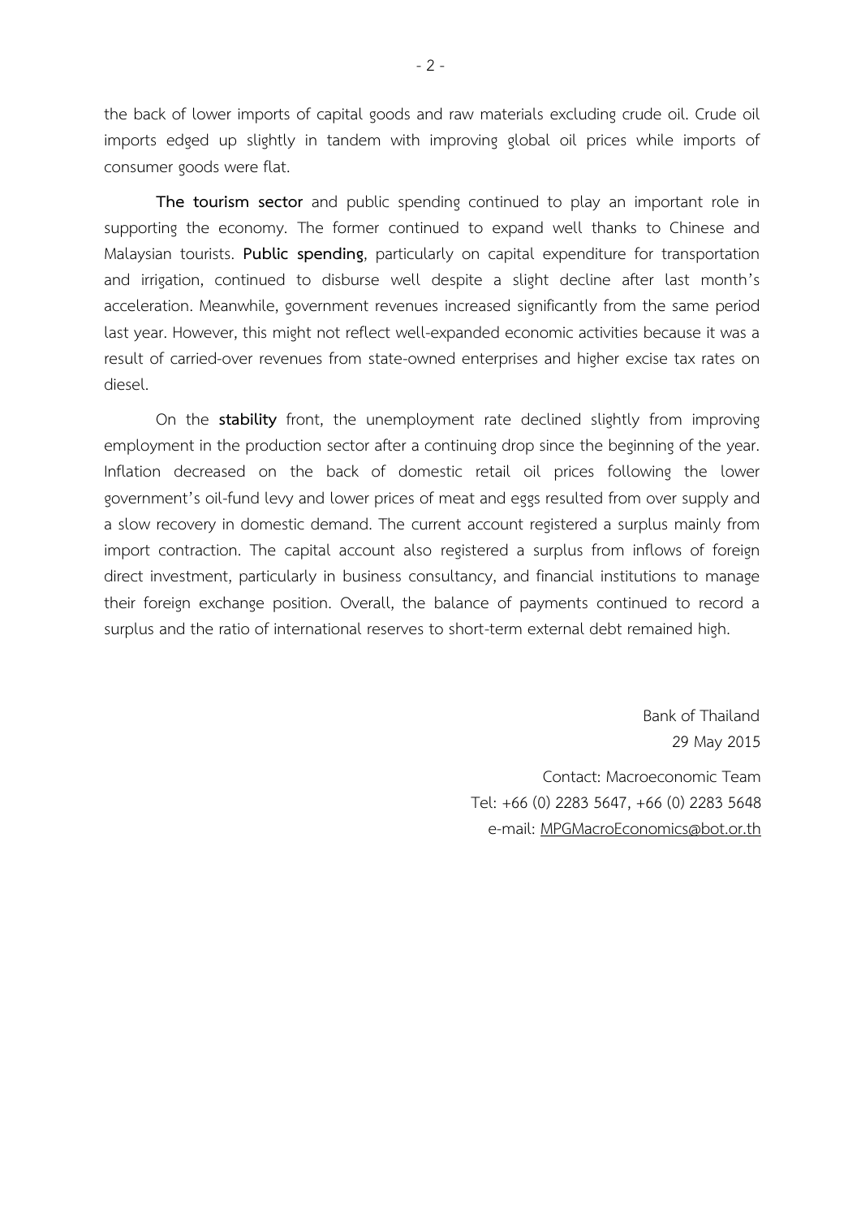the back of lower imports of capital goods and raw materials excluding crude oil. Crude oil imports edged up slightly in tandem with improving global oil prices while imports of consumer goods were flat.

**The tourism sector** and public spending continued to play an important role in supporting the economy. The former continued to expand well thanks to Chinese and Malaysian tourists. **Public spending**, particularly on capital expenditure for transportation and irrigation, continued to disburse well despite a slight decline after last month's acceleration. Meanwhile, government revenues increased significantly from the same period last year. However, this might not reflect well-expanded economic activities because it was a result of carried-over revenues from state-owned enterprises and higher excise tax rates on diesel.

On the **stability** front, the unemployment rate declined slightly from improving employment in the production sector after a continuing drop since the beginning of the year. Inflation decreased on the back of domestic retail oil prices following the lower government's oil-fund levy and lower prices of meat and eggs resulted from over supply and a slow recovery in domestic demand. The current account registered a surplus mainly from import contraction. The capital account also registered a surplus from inflows of foreign direct investment, particularly in business consultancy, and financial institutions to manage their foreign exchange position. Overall, the balance of payments continued to record a surplus and the ratio of international reserves to short-term external debt remained high.

Bank of Thailand
29 May 2015

Contact: Macroeconomic Team
Tel: +66 (0) 2283 5647, +66 (0) 2283 5648
e-mail: MPGMacroEconomics@bot.or.th